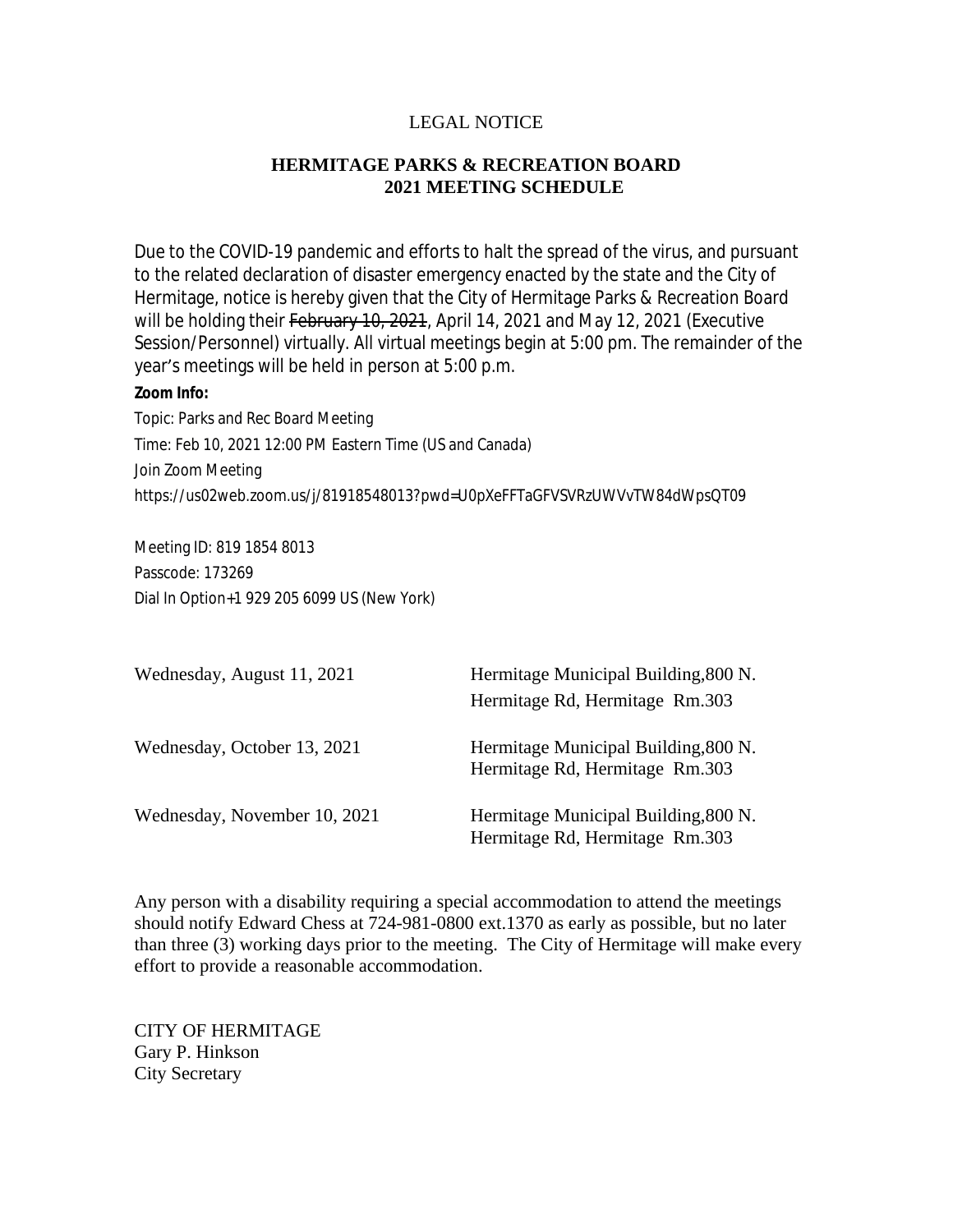LEGAL NOTICE

## HERMITAGE PARKS & RECREATION BOARD
## 2021 MEETING SCHEDULE

Due to the COVID-19 pandemic and efforts to halt the spread of the virus, and pursuant to the related declaration of disaster emergency enacted by the state and the City of Hermitage, notice is hereby given that the City of Hermitage Parks & Recreation Board will be holding their ~~February 10, 2021~~, April 14, 2021 and May 12, 2021 (Executive Session/Personnel) virtually. All virtual meetings begin at 5:00 pm. The remainder of the year's meetings will be held in person at 5:00 p.m.

**Zoom Info:**

Topic: Parks and Rec Board Meeting

Time: Feb 10, 2021 12:00 PM Eastern Time (US and Canada)

Join Zoom Meeting

https://us02web.zoom.us/j/81918548013?pwd=U0pXeFFTaGFVSVRzUWVvTW84dWpsQT09

Meeting ID: 819 1854 8013

Passcode: 173269

Dial In Option+1 929 205 6099 US (New York)

| | |
|---|---|
| Wednesday, August 11, 2021 | Hermitage Municipal Building,800 N. Hermitage Rd, Hermitage Rm.303 |
| Wednesday, October 13, 2021 | Hermitage Municipal Building,800 N. Hermitage Rd, Hermitage Rm.303 |
| Wednesday, November 10, 2021 | Hermitage Municipal Building,800 N. Hermitage Rd, Hermitage Rm.303 |

Any person with a disability requiring a special accommodation to attend the meetings should notify Edward Chess at 724-981-0800 ext.1370 as early as possible, but no later than three (3) working days prior to the meeting. The City of Hermitage will make every effort to provide a reasonable accommodation.

CITY OF HERMITAGE
Gary P. Hinkson
City Secretary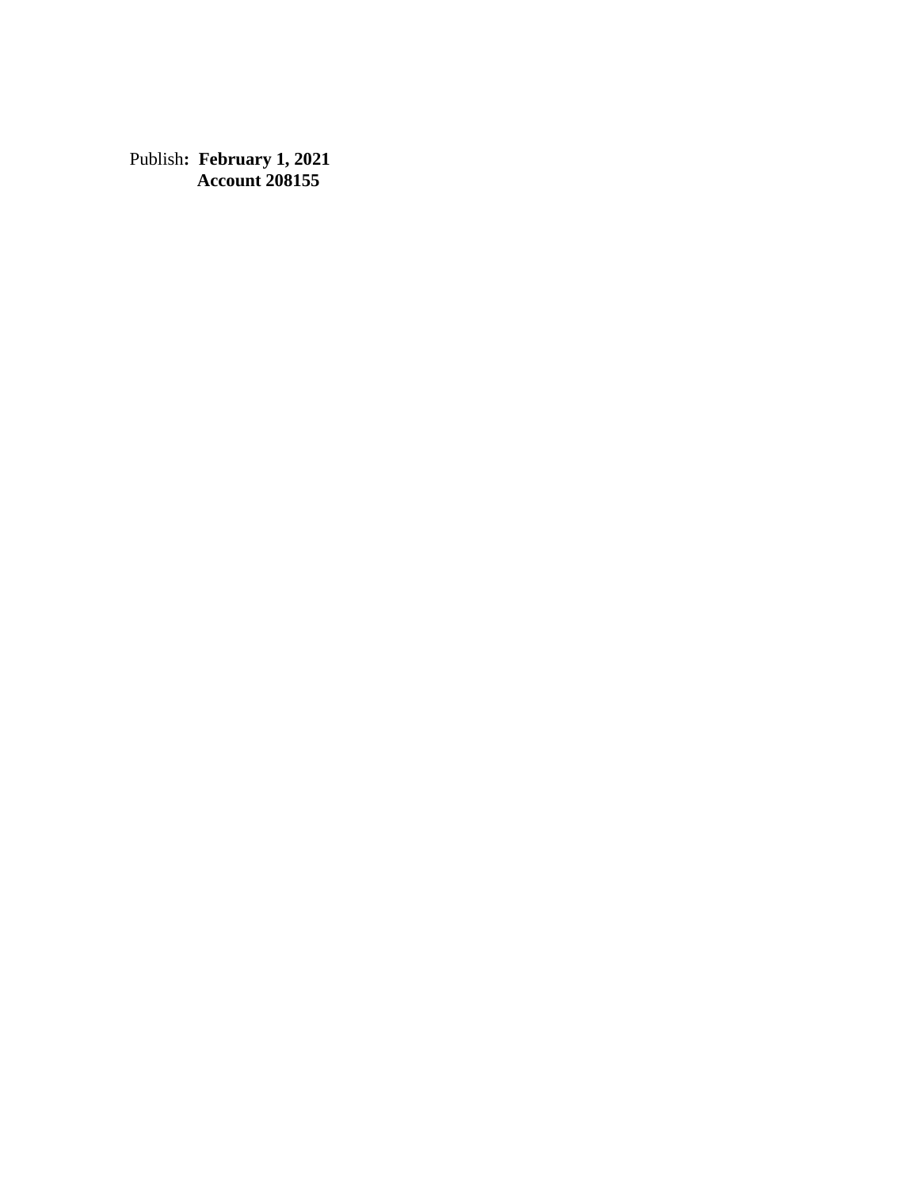Publish**: February 1, 2021**
**Account 208155**